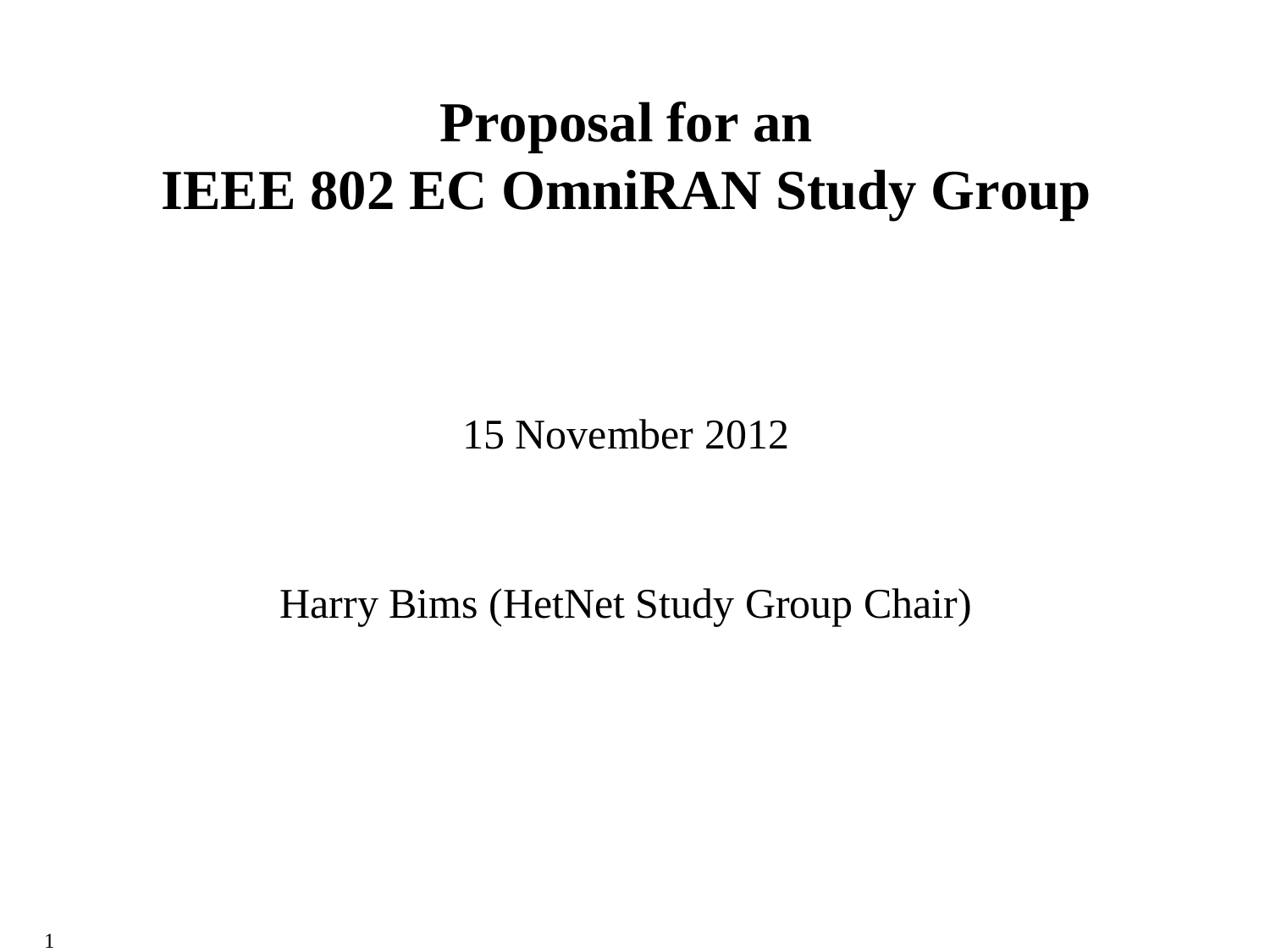# Proposal for an IEEE 802 EC OmniRAN Study Group

15 November 2012

Harry Bims (HetNet Study Group Chair)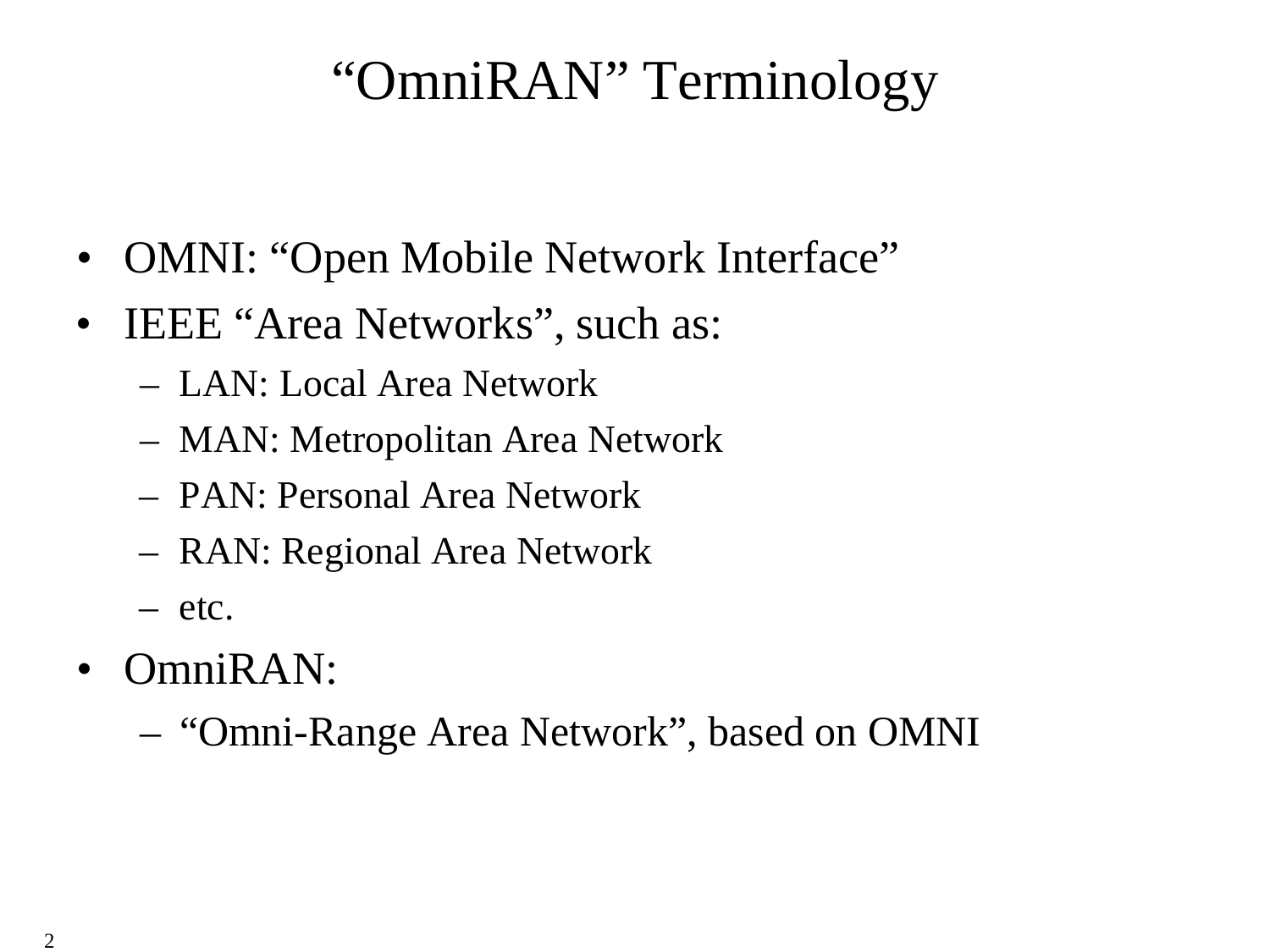# “OmniRAN” Terminology

- OMNI: “Open Mobile Network Interface”
- IEEE “Area Networks”, such as:
  - LAN: Local Area Network
  - MAN: Metropolitan Area Network
  - PAN: Personal Area Network
  - RAN: Regional Area Network
  - etc.
- OmniRAN:
  - “Omni-Range Area Network”, based on OMNI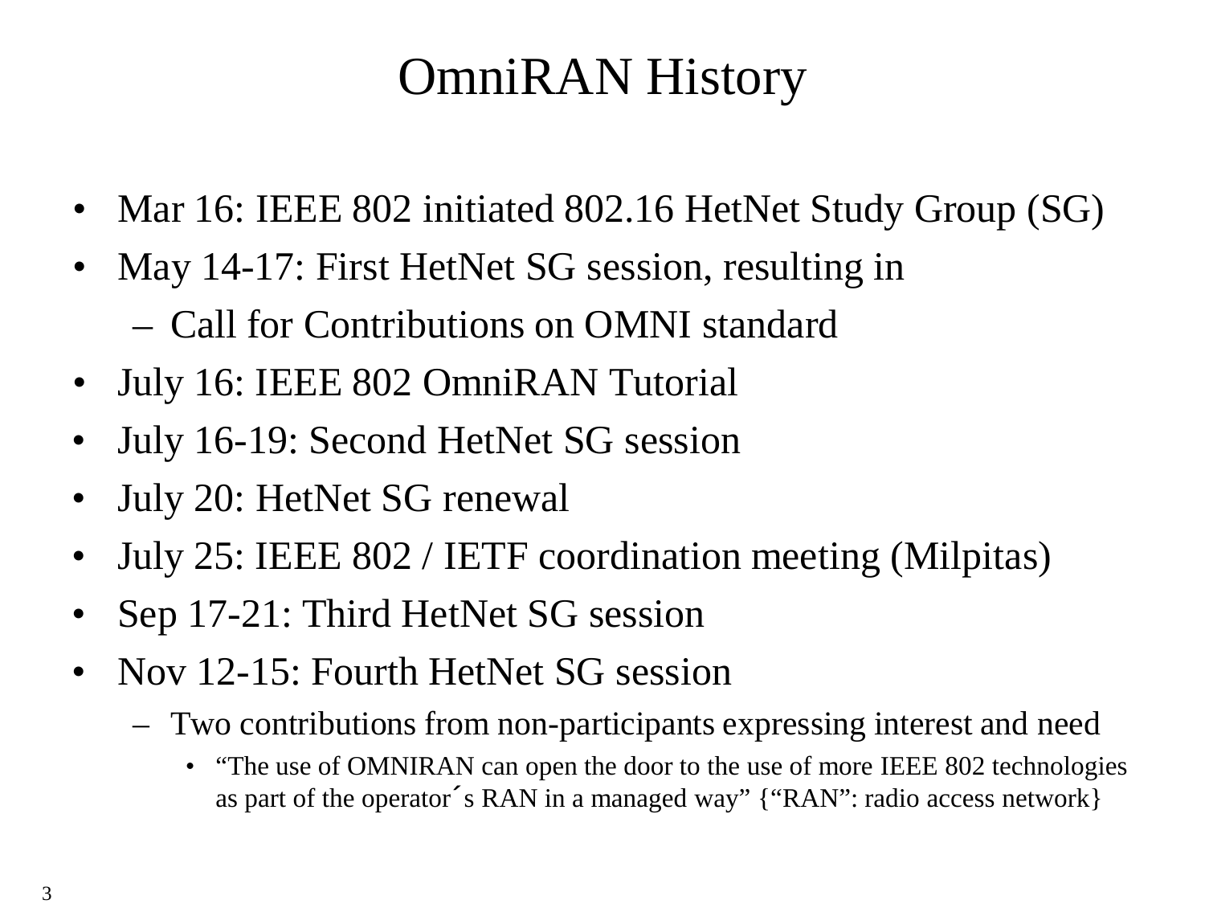# OmniRAN History

- Mar 16: IEEE 802 initiated 802.16 HetNet Study Group (SG)
- May 14-17: First HetNet SG session, resulting in
  - Call for Contributions on OMNI standard
- July 16: IEEE 802 OmniRAN Tutorial
- July 16-19: Second HetNet SG session
- July 20: HetNet SG renewal
- July 25: IEEE 802 / IETF coordination meeting (Milpitas)
- Sep 17-21: Third HetNet SG session
- Nov 12-15: Fourth HetNet SG session
  - Two contributions from non-participants expressing interest and need
    - "The use of OMNIRAN can open the door to the use of more IEEE 802 technologies as part of the operator´s RAN in a managed way" {"RAN": radio access network}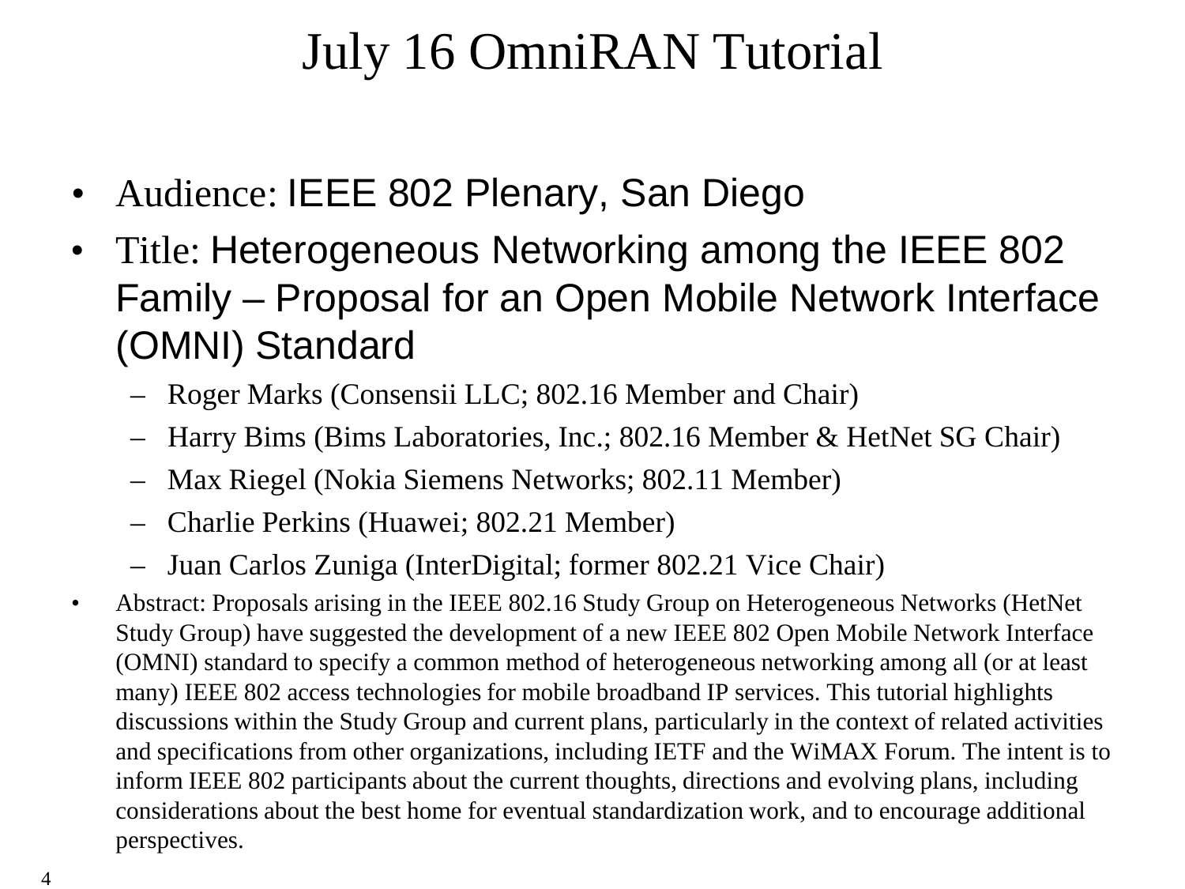# July 16 OmniRAN Tutorial

- Audience: IEEE 802 Plenary, San Diego
- Title: Heterogeneous Networking among the IEEE 802 Family – Proposal for an Open Mobile Network Interface (OMNI) Standard
  - Roger Marks (Consensii LLC; 802.16 Member and Chair)
  - Harry Bims (Bims Laboratories, Inc.; 802.16 Member & HetNet SG Chair)
  - Max Riegel (Nokia Siemens Networks; 802.11 Member)
  - Charlie Perkins (Huawei; 802.21 Member)
  - Juan Carlos Zuniga (InterDigital; former 802.21 Vice Chair)
- Abstract: Proposals arising in the IEEE 802.16 Study Group on Heterogeneous Networks (HetNet Study Group) have suggested the development of a new IEEE 802 Open Mobile Network Interface (OMNI) standard to specify a common method of heterogeneous networking among all (or at least many) IEEE 802 access technologies for mobile broadband IP services. This tutorial highlights discussions within the Study Group and current plans, particularly in the context of related activities and specifications from other organizations, including IETF and the WiMAX Forum. The intent is to inform IEEE 802 participants about the current thoughts, directions and evolving plans, including considerations about the best home for eventual standardization work, and to encourage additional perspectives.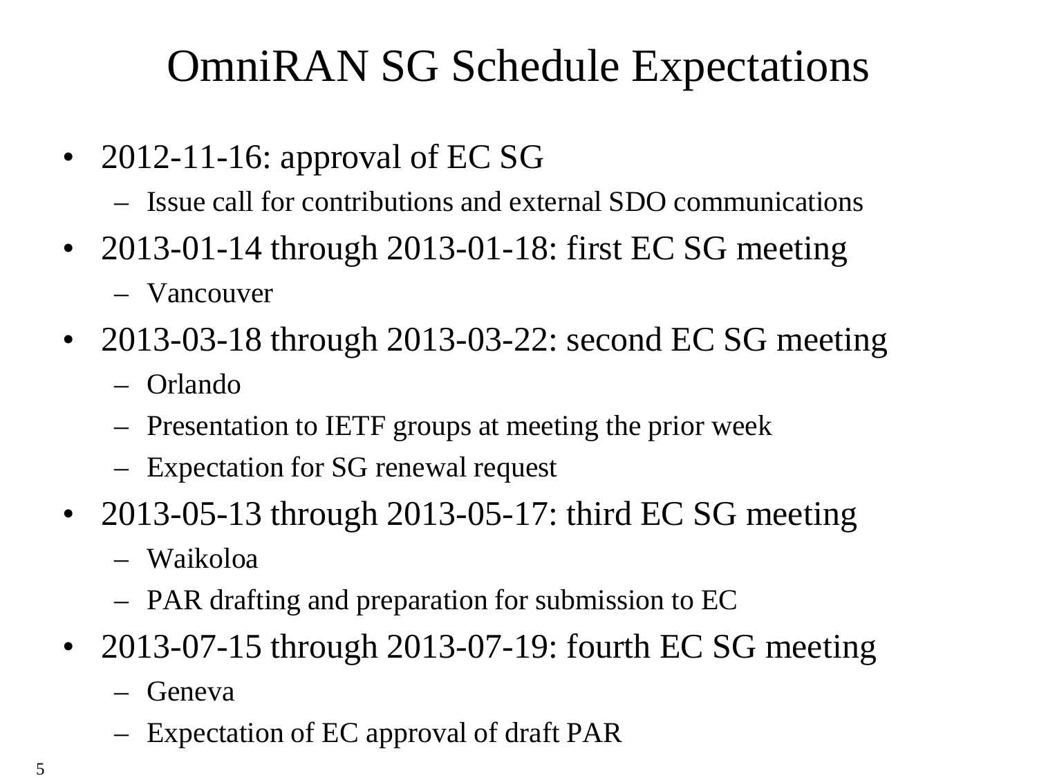# OmniRAN SG Schedule Expectations

- 2012-11-16: approval of EC SG
  - Issue call for contributions and external SDO communications
- 2013-01-14 through 2013-01-18: first EC SG meeting
  - Vancouver
- 2013-03-18 through 2013-03-22: second EC SG meeting
  - Orlando
  - Presentation to IETF groups at meeting the prior week
  - Expectation for SG renewal request
- 2013-05-13 through 2013-05-17: third EC SG meeting
  - Waikoloa
  - PAR drafting and preparation for submission to EC
- 2013-07-15 through 2013-07-19: fourth EC SG meeting
  - Geneva
  - Expectation of EC approval of draft PAR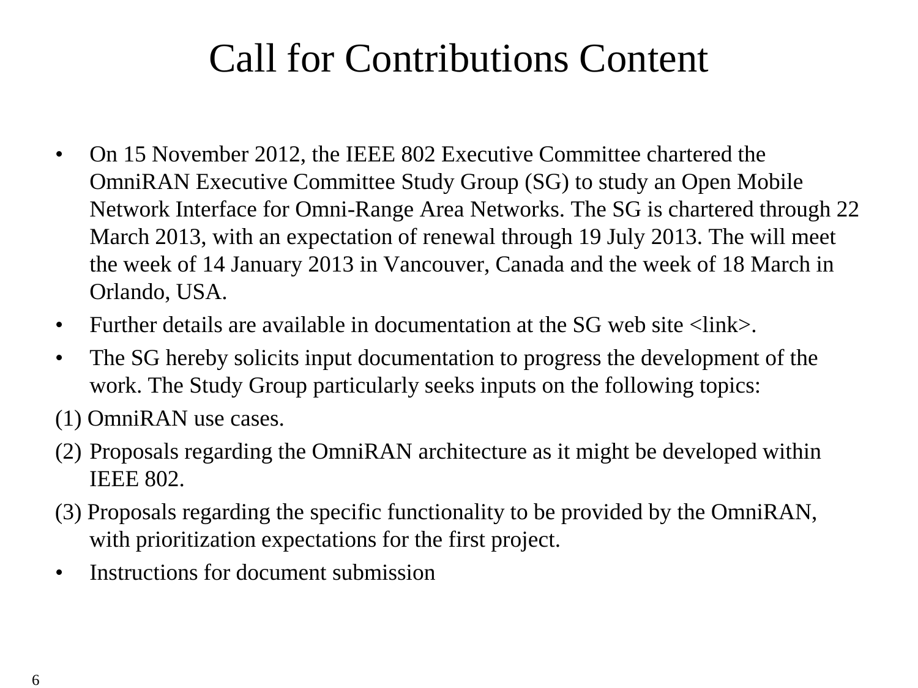# Call for Contributions Content

- On 15 November 2012, the IEEE 802 Executive Committee chartered the OmniRAN Executive Committee Study Group (SG) to study an Open Mobile Network Interface for Omni-Range Area Networks. The SG is chartered through 22 March 2013, with an expectation of renewal through 19 July 2013. The will meet the week of 14 January 2013 in Vancouver, Canada and the week of 18 March in Orlando, USA.
- Further details are available in documentation at the SG web site <link>.
- The SG hereby solicits input documentation to progress the development of the work. The Study Group particularly seeks inputs on the following topics:

(1) OmniRAN use cases.

(2) Proposals regarding the OmniRAN architecture as it might be developed within IEEE 802.

(3) Proposals regarding the specific functionality to be provided by the OmniRAN, with prioritization expectations for the first project.

- Instructions for document submission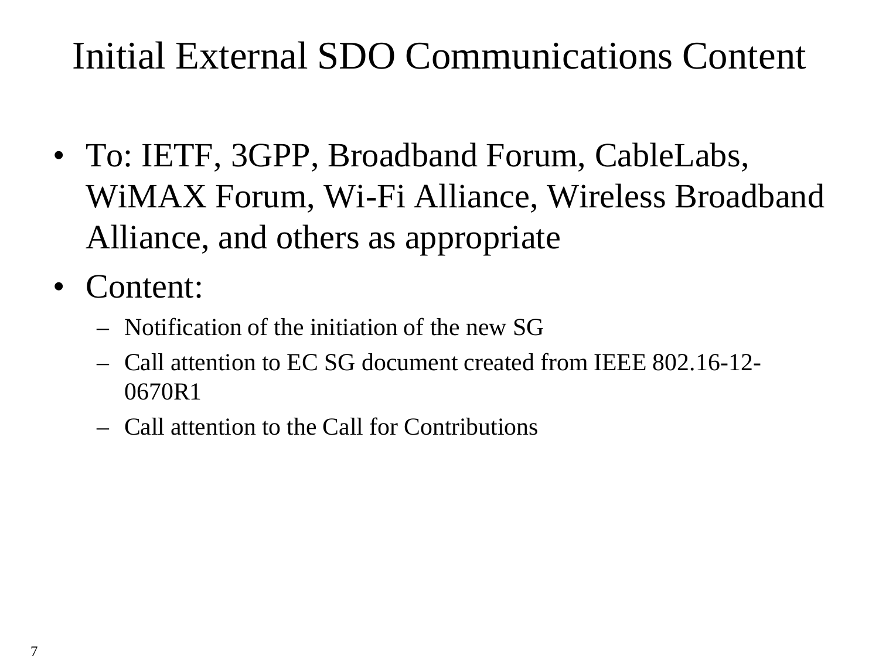# Initial External SDO Communications Content

- To: IETF, 3GPP, Broadband Forum, CableLabs, WiMAX Forum, Wi-Fi Alliance, Wireless Broadband Alliance, and others as appropriate
- Content:
  - Notification of the initiation of the new SG
  - Call attention to EC SG document created from IEEE 802.16-12-0670R1
  - Call attention to the Call for Contributions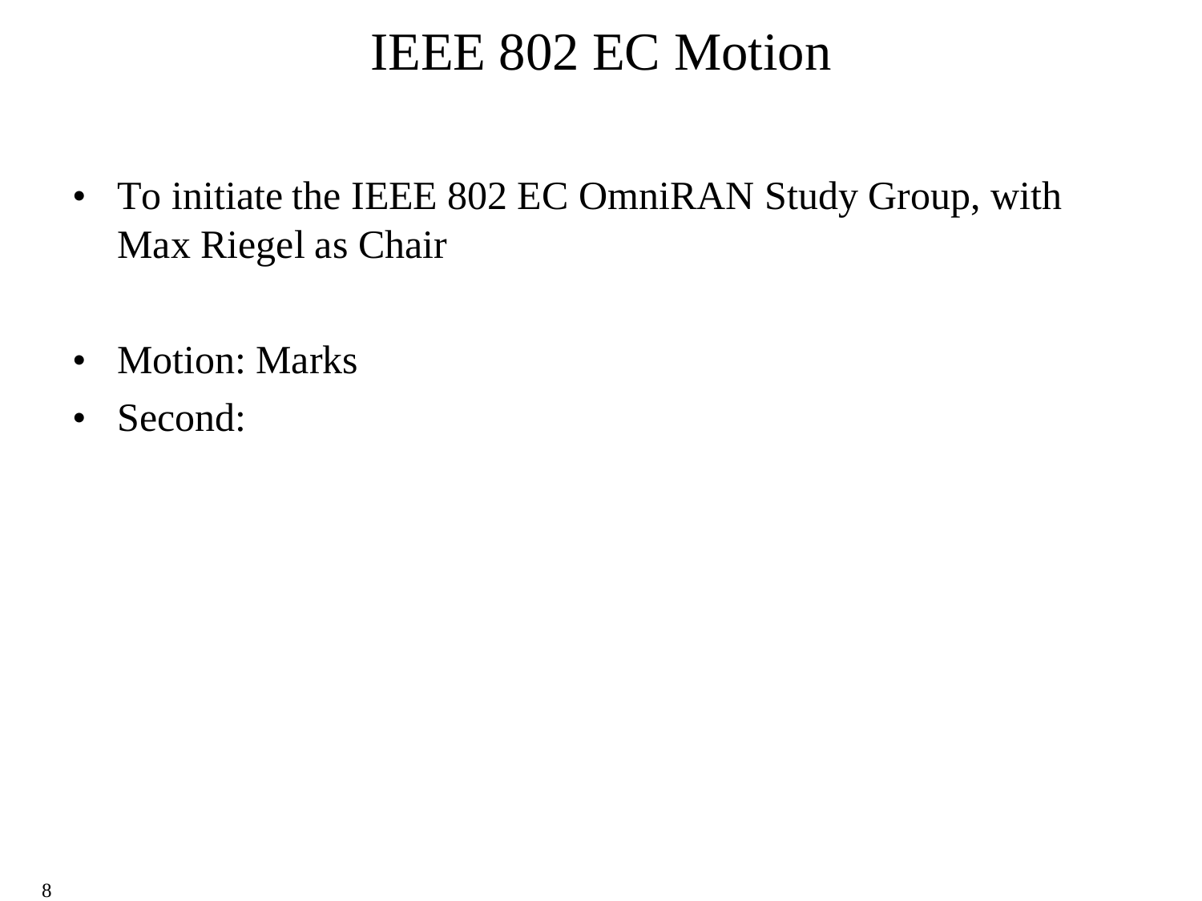# IEEE 802 EC Motion

- To initiate the IEEE 802 EC OmniRAN Study Group, with Max Riegel as Chair

- Motion: Marks
- Second: